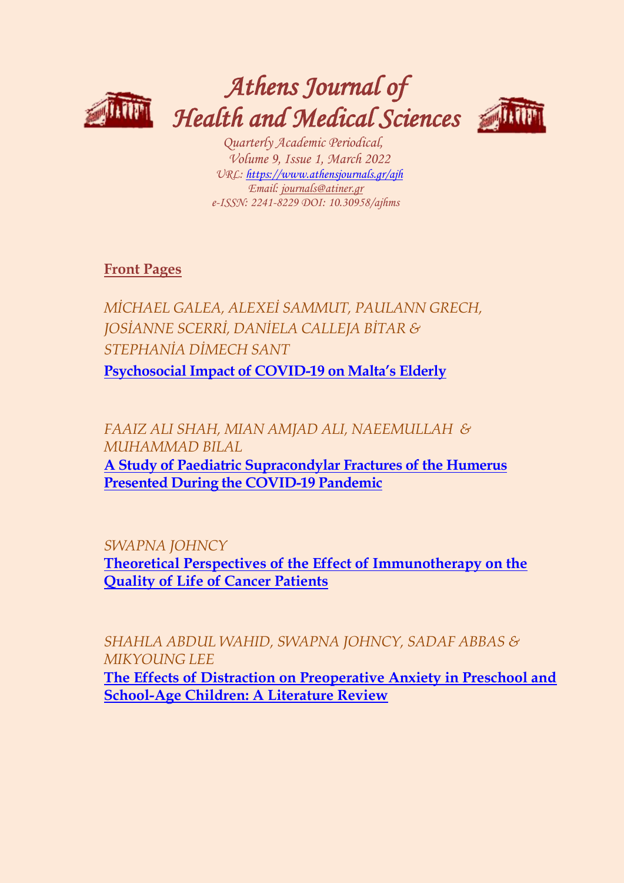# *Athens Journal of Health and Medical Sciences*

*Quarterly Academic Periodical,*
*Volume 9, Issue 1, March 2022*
*URL: https://www.athensjournals.gr/ajh*
*Email: journals@atiner.gr*
*e-ISSN: 2241-8229 DOI: 10.30958/ajhms*

**Front Pages**

*MİCHAEL GALEA, ALEXEİ SAMMUT, PAULANN GRECH, JOSİANNE SCERRİ, DANİELA CALLEJA BİTAR & STEPHANİA DİMECH SANT*
**Psychosocial Impact of COVID-19 on Malta's Elderly**

*FAAIZ ALI SHAH, MIAN AMJAD ALI, NAEEMULLAH & MUHAMMAD BILAL*
**A Study of Paediatric Supracondylar Fractures of the Humerus Presented During the COVID-19 Pandemic**

*SWAPNA JOHNCY*
**Theoretical Perspectives of the Effect of Immunotherapy on the Quality of Life of Cancer Patients**

*SHAHLA ABDUL WAHID, SWAPNA JOHNCY, SADAF ABBAS & MIKYOUNG LEE*
**The Effects of Distraction on Preoperative Anxiety in Preschool and School-Age Children: A Literature Review**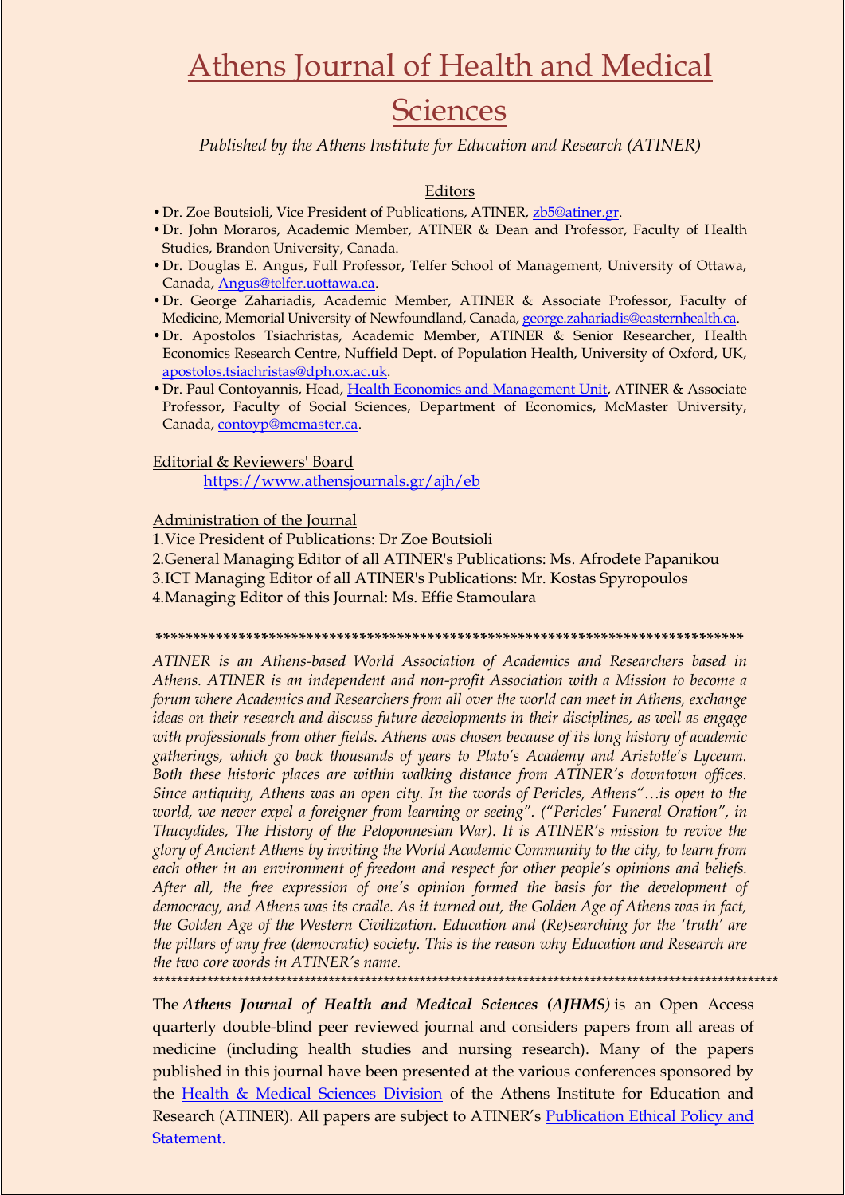# Athens Journal of Health and Medical Sciences

*Published by the Athens Institute for Education and Research (ATINER)*

## Editors

- Dr. Zoe Boutsioli, Vice President of Publications, ATINER, zb5@atiner.gr.
- Dr. John Moraros, Academic Member, ATINER & Dean and Professor, Faculty of Health Studies, Brandon University, Canada.
- Dr. Douglas E. Angus, Full Professor, Telfer School of Management, University of Ottawa, Canada, Angus@telfer.uottawa.ca.
- Dr. George Zahariadis, Academic Member, ATINER & Associate Professor, Faculty of Medicine, Memorial University of Newfoundland, Canada, george.zahariadis@easternhealth.ca.
- Dr. Apostolos Tsiachristas, Academic Member, ATINER & Senior Researcher, Health Economics Research Centre, Nuffield Dept. of Population Health, University of Oxford, UK, apostolos.tsiachristas@dph.ox.ac.uk.
- Dr. Paul Contoyannis, Head, Health Economics and Management Unit, ATINER & Associate Professor, Faculty of Social Sciences, Department of Economics, McMaster University, Canada, contoyp@mcmaster.ca.

Editorial & Reviewers' Board

https://www.athensjournals.gr/ajh/eb

Administration of the Journal

1. Vice President of Publications: Dr Zoe Boutsioli
2. General Managing Editor of all ATINER's Publications: Ms. Afrodete Papanikou
3. ICT Managing Editor of all ATINER's Publications: Mr. Kostas Spyropoulos
4. Managing Editor of this Journal: Ms. Effie Stamoulara

\*\*\*\*\*\*\*\*\*\*\*\*\*\*\*\*\*\*\*\*\*\*\*\*\*\*\*\*\*\*\*\*\*\*\*\*\*\*\*\*\*\*\*\*\*\*\*\*\*\*\*\*\*\*\*\*\*\*\*\*\*\*\*\*\*\*\*\*\*\*\*\*\*\*\*\*\*\*

*ATINER is an Athens-based World Association of Academics and Researchers based in Athens. ATINER is an independent and non-profit Association with a Mission to become a forum where Academics and Researchers from all over the world can meet in Athens, exchange ideas on their research and discuss future developments in their disciplines, as well as engage with professionals from other fields. Athens was chosen because of its long history of academic gatherings, which go back thousands of years to Plato's Academy and Aristotle's Lyceum. Both these historic places are within walking distance from ATINER's downtown offices. Since antiquity, Athens was an open city. In the words of Pericles, Athens"…is open to the world, we never expel a foreigner from learning or seeing". ("Pericles' Funeral Oration", in Thucydides, The History of the Peloponnesian War). It is ATINER's mission to revive the glory of Ancient Athens by inviting the World Academic Community to the city, to learn from each other in an environment of freedom and respect for other people's opinions and beliefs. After all, the free expression of one's opinion formed the basis for the development of democracy, and Athens was its cradle. As it turned out, the Golden Age of Athens was in fact, the Golden Age of the Western Civilization. Education and (Re)searching for the 'truth' are the pillars of any free (democratic) society. This is the reason why Education and Research are the two core words in ATINER's name.*

\*\*\*\*\*\*\*\*\*\*\*\*\*\*\*\*\*\*\*\*\*\*\*\*\*\*\*\*\*\*\*\*\*\*\*\*\*\*\*\*\*\*\*\*\*\*\*\*\*\*\*\*\*\*\*\*\*\*\*\*\*\*\*\*\*\*\*\*\*\*\*\*\*\*\*\*\*\*\*\*\*\*\*\*\*\*\*\*\*\*\*\*\*\*\*\*\*\*\*\*

The ***Athens Journal of Health and Medical Sciences (AJHMS)*** is an Open Access quarterly double-blind peer reviewed journal and considers papers from all areas of medicine (including health studies and nursing research). Many of the papers published in this journal have been presented at the various conferences sponsored by the Health & Medical Sciences Division of the Athens Institute for Education and Research (ATINER). All papers are subject to ATINER's Publication Ethical Policy and Statement.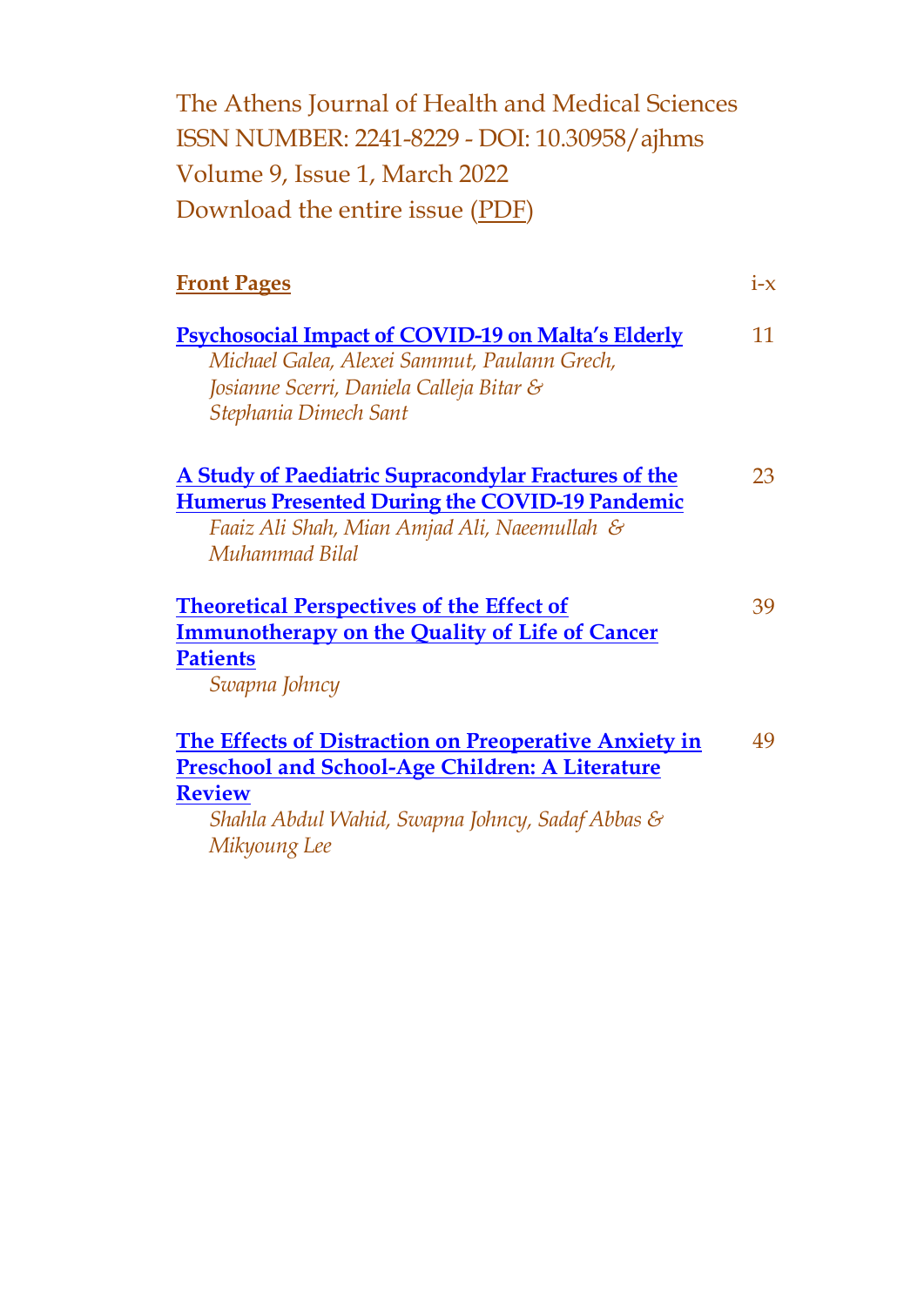The Athens Journal of Health and Medical Sciences
ISSN NUMBER: 2241-8229 - DOI: 10.30958/ajhms
Volume 9, Issue 1, March 2022
Download the entire issue (PDF)

| | |
|---|---|
| **Front Pages** | i-x |
| **Psychosocial Impact of COVID-19 on Malta's Elderly**<br>*Michael Galea, Alexei Sammut, Paulann Grech, Josianne Scerri, Daniela Calleja Bitar & Stephania Dimech Sant* | 11 |
| **A Study of Paediatric Supracondylar Fractures of the Humerus Presented During the COVID-19 Pandemic**<br>*Faaiz Ali Shah, Mian Amjad Ali, Naeemullah & Muhammad Bilal* | 23 |
| **Theoretical Perspectives of the Effect of Immunotherapy on the Quality of Life of Cancer Patients**<br>*Swapna Johncy* | 39 |
| **The Effects of Distraction on Preoperative Anxiety in Preschool and School-Age Children: A Literature Review**<br>*Shahla Abdul Wahid, Swapna Johncy, Sadaf Abbas & Mikyoung Lee* | 49 |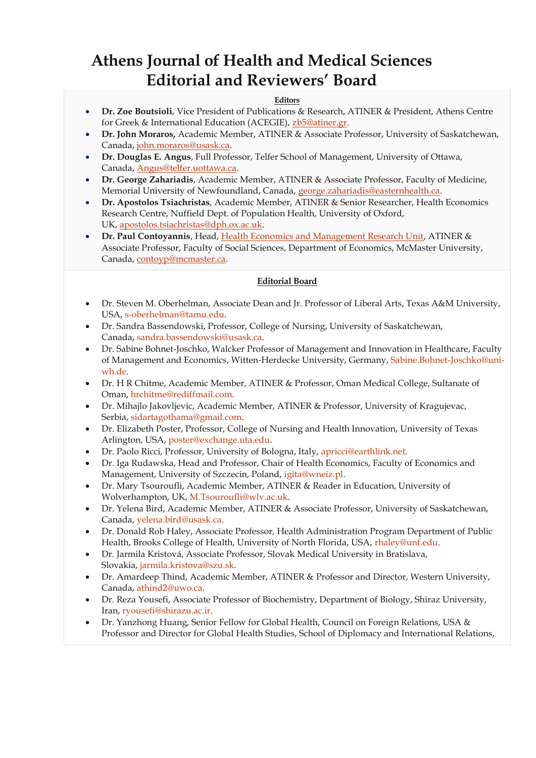# Athens Journal of Health and Medical Sciences Editorial and Reviewers' Board

**Editors**

- **Dr. Zoe Boutsioli**, Vice President of Publications & Research, ATINER & President, Athens Centre for Greek & International Education (ACEGIE), zb5@atiner.gr.
- **Dr. John Moraros,** Academic Member, ATINER & Associate Professor, University of Saskatchewan, Canada, john.moraros@usask.ca.
- **Dr. Douglas E. Angus**, Full Professor, Telfer School of Management, University of Ottawa, Canada, Angus@telfer.uottawa.ca.
- **Dr. George Zahariadis**, Academic Member, ATINER & Associate Professor, Faculty of Medicine, Memorial University of Newfoundland, Canada, george.zahariadis@easternhealth.ca.
- **Dr. Apostolos Tsiachristas**, Academic Member, ATINER & Senior Researcher, Health Economics Research Centre, Nuffield Dept. of Population Health, University of Oxford, UK, apostolos.tsiachristas@dph.ox.ac.uk.
- **Dr. Paul Contoyannis**, Head, Health Economics and Management Research Unit, ATINER & Associate Professor, Faculty of Social Sciences, Department of Economics, McMaster University, Canada, contoyp@mcmaster.ca.

**Editorial Board**

- Dr. Steven M. Oberhelman, Associate Dean and Jr. Professor of Liberal Arts, Texas A&M University, USA, s-oberhelman@tamu.edu.
- Dr. Sandra Bassendowski, Professor, College of Nursing, University of Saskatchewan, Canada, sandra.bassendowski@usask.ca.
- Dr. Sabine Bohnet-Joschko, Walcker Professor of Management and Innovation in Healthcare, Faculty of Management and Economics, Witten-Herdecke University, Germany, Sabine.Bohnet-Joschko@uni-wh.de.
- Dr. H R Chitme, Academic Member, ATINER & Professor, Oman Medical College, Sultanate of Oman, hrchitme@rediffmail.com.
- Dr. Mihajlo Jakovljevic, Academic Member, ATINER & Professor, University of Kragujevac, Serbia, sidartagothama@gmail.com.
- Dr. Elizabeth Poster, Professor, College of Nursing and Health Innovation, University of Texas Arlington, USA, poster@exchange.uta.edu.
- Dr. Paolo Ricci, Professor, University of Bologna, Italy, apricci@earthlink.net.
- Dr. Iga Rudawska, Head and Professor, Chair of Health Economics, Faculty of Economics and Management, University of Szczecin, Poland, igita@wneiz.pl.
- Dr. Mary Tsouroufli, Academic Member, ATINER & Reader in Education, University of Wolverhampton, UK, M.Tsouroufli@wlv.ac.uk.
- Dr. Yelena Bird, Academic Member, ATINER & Associate Professor, University of Saskatchewan, Canada, yelena.bird@usask.ca.
- Dr. Donald Rob Haley, Associate Professor, Health Administration Program Department of Public Health, Brooks College of Health, University of North Florida, USA, rhaley@unf.edu.
- Dr. Jarmila Kristová, Associate Professor, Slovak Medical University in Bratislava, Slovakia, jarmila.kristova@szu.sk.
- Dr. Amardeep Thind, Academic Member, ATINER & Professor and Director, Western University, Canada, athind2@uwo.ca.
- Dr. Reza Yousefi, Associate Professor of Biochemistry, Department of Biology, Shiraz University, Iran, ryousefi@shirazu.ac.ir.
- Dr. Yanzhong Huang, Senior Fellow for Global Health, Council on Foreign Relations, USA & Professor and Director for Global Health Studies, School of Diplomacy and International Relations,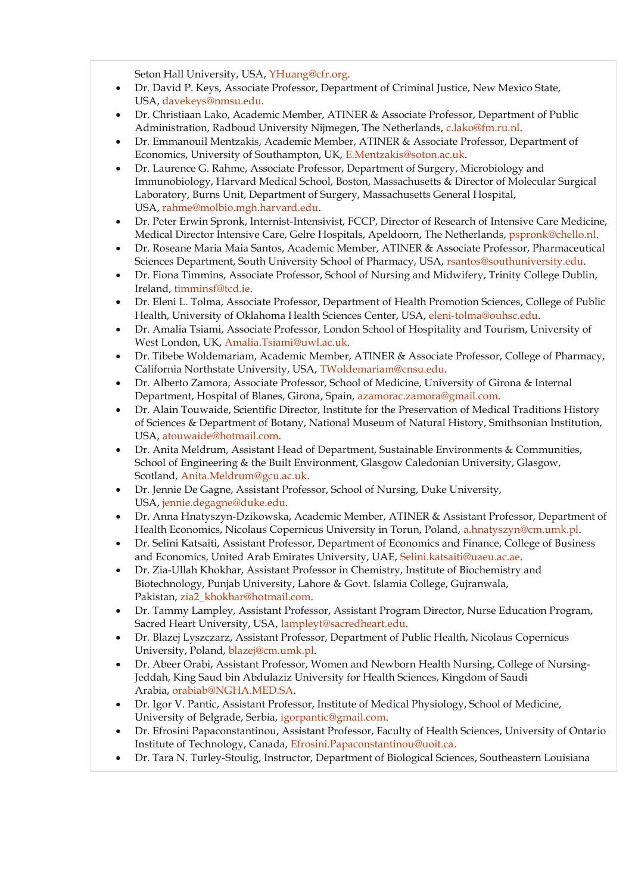Seton Hall University, USA, YHuang@cfr.org.

- Dr. David P. Keys, Associate Professor, Department of Criminal Justice, New Mexico State, USA, davekeys@nmsu.edu.
- Dr. Christiaan Lako, Academic Member, ATINER & Associate Professor, Department of Public Administration, Radboud University Nijmegen, The Netherlands, c.lako@fm.ru.nl.
- Dr. Emmanouil Mentzakis, Academic Member, ATINER & Associate Professor, Department of Economics, University of Southampton, UK, E.Mentzakis@soton.ac.uk.
- Dr. Laurence G. Rahme, Associate Professor, Department of Surgery, Microbiology and Immunobiology, Harvard Medical School, Boston, Massachusetts & Director of Molecular Surgical Laboratory, Burns Unit, Department of Surgery, Massachusetts General Hospital, USA, rahme@molbio.mgh.harvard.edu.
- Dr. Peter Erwin Spronk, Internist-Intensivist, FCCP, Director of Research of Intensive Care Medicine, Medical Director Intensive Care, Gelre Hospitals, Apeldoorn, The Netherlands, pspronk@chello.nl.
- Dr. Roseane Maria Maia Santos, Academic Member, ATINER & Associate Professor, Pharmaceutical Sciences Department, South University School of Pharmacy, USA, rsantos@southuniversity.edu.
- Dr. Fiona Timmins, Associate Professor, School of Nursing and Midwifery, Trinity College Dublin, Ireland, timminsf@tcd.ie.
- Dr. Eleni L. Tolma, Associate Professor, Department of Health Promotion Sciences, College of Public Health, University of Oklahoma Health Sciences Center, USA, eleni-tolma@ouhsc.edu.
- Dr. Amalia Tsiami, Associate Professor, London School of Hospitality and Tourism, University of West London, UK, Amalia.Tsiami@uwl.ac.uk.
- Dr. Tibebe Woldemariam, Academic Member, ATINER & Associate Professor, College of Pharmacy, California Northstate University, USA, TWoldemariam@cnsu.edu.
- Dr. Alberto Zamora, Associate Professor, School of Medicine, University of Girona & Internal Department, Hospital of Blanes, Girona, Spain, azamorac.zamora@gmail.com.
- Dr. Alain Touwaide, Scientific Director, Institute for the Preservation of Medical Traditions History of Sciences & Department of Botany, National Museum of Natural History, Smithsonian Institution, USA, atouwaide@hotmail.com.
- Dr. Anita Meldrum, Assistant Head of Department, Sustainable Environments & Communities, School of Engineering & the Built Environment, Glasgow Caledonian University, Glasgow, Scotland, Anita.Meldrum@gcu.ac.uk.
- Dr. Jennie De Gagne, Assistant Professor, School of Nursing, Duke University, USA, jennie.degagne@duke.edu.
- Dr. Anna Hnatyszyn-Dzikowska, Academic Member, ATINER & Assistant Professor, Department of Health Economics, Nicolaus Copernicus University in Torun, Poland, a.hnatyszyn@cm.umk.pl.
- Dr. Selini Katsaiti, Assistant Professor, Department of Economics and Finance, College of Business and Economics, United Arab Emirates University, UAE, Selini.katsaiti@uaeu.ac.ae.
- Dr. Zia-Ullah Khokhar, Assistant Professor in Chemistry, Institute of Biochemistry and Biotechnology, Punjab University, Lahore & Govt. Islamia College, Gujranwala, Pakistan, zia2_khokhar@hotmail.com.
- Dr. Tammy Lampley, Assistant Professor, Assistant Program Director, Nurse Education Program, Sacred Heart University, USA, lampleyt@sacredheart.edu.
- Dr. Blazej Lyszczarz, Assistant Professor, Department of Public Health, Nicolaus Copernicus University, Poland, blazej@cm.umk.pl.
- Dr. Abeer Orabi, Assistant Professor, Women and Newborn Health Nursing, College of Nursing-Jeddah, King Saud bin Abdulaziz University for Health Sciences, Kingdom of Saudi Arabia, orabiab@NGHA.MED.SA.
- Dr. Igor V. Pantic, Assistant Professor, Institute of Medical Physiology, School of Medicine, University of Belgrade, Serbia, igorpantic@gmail.com.
- Dr. Efrosini Papaconstantinou, Assistant Professor, Faculty of Health Sciences, University of Ontario Institute of Technology, Canada, Efrosini.Papaconstantinou@uoit.ca.
- Dr. Tara N. Turley-Stoulig, Instructor, Department of Biological Sciences, Southeastern Louisiana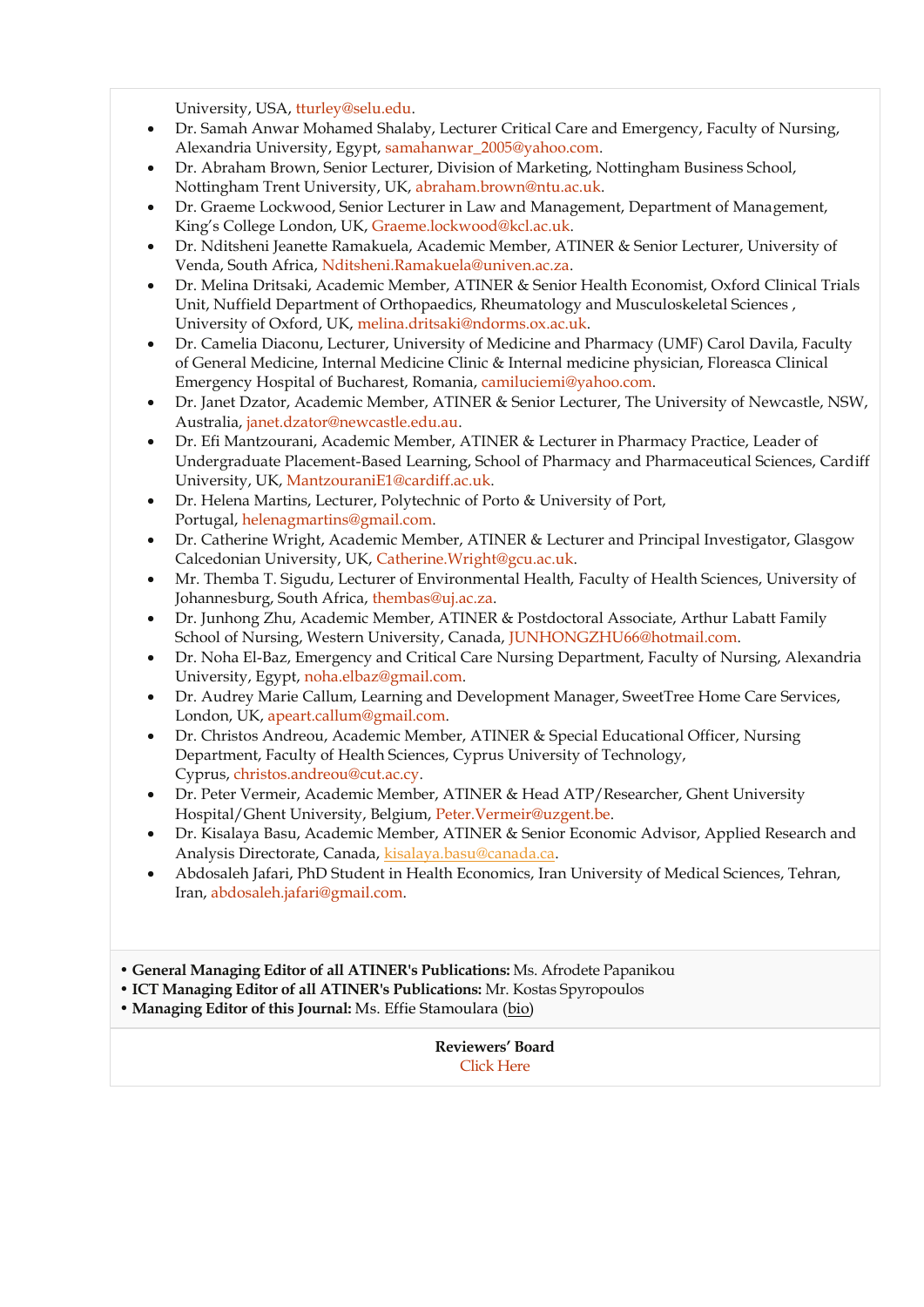University, USA, tturley@selu.edu.

- Dr. Samah Anwar Mohamed Shalaby, Lecturer Critical Care and Emergency, Faculty of Nursing, Alexandria University, Egypt, samahanwar_2005@yahoo.com.
- Dr. Abraham Brown, Senior Lecturer, Division of Marketing, Nottingham Business School, Nottingham Trent University, UK, abraham.brown@ntu.ac.uk.
- Dr. Graeme Lockwood, Senior Lecturer in Law and Management, Department of Management, King's College London, UK, Graeme.lockwood@kcl.ac.uk.
- Dr. Nditsheni Jeanette Ramakuela, Academic Member, ATINER & Senior Lecturer, University of Venda, South Africa, Nditsheni.Ramakuela@univen.ac.za.
- Dr. Melina Dritsaki, Academic Member, ATINER & Senior Health Economist, Oxford Clinical Trials Unit, Nuffield Department of Orthopaedics, Rheumatology and Musculoskeletal Sciences , University of Oxford, UK, melina.dritsaki@ndorms.ox.ac.uk.
- Dr. Camelia Diaconu, Lecturer, University of Medicine and Pharmacy (UMF) Carol Davila, Faculty of General Medicine, Internal Medicine Clinic & Internal medicine physician, Floreasca Clinical Emergency Hospital of Bucharest, Romania, camiluciemi@yahoo.com.
- Dr. Janet Dzator, Academic Member, ATINER & Senior Lecturer, The University of Newcastle, NSW, Australia, janet.dzator@newcastle.edu.au.
- Dr. Efi Mantzourani, Academic Member, ATINER & Lecturer in Pharmacy Practice, Leader of Undergraduate Placement-Based Learning, School of Pharmacy and Pharmaceutical Sciences, Cardiff University, UK, MantzouraniE1@cardiff.ac.uk.
- Dr. Helena Martins, Lecturer, Polytechnic of Porto & University of Port, Portugal, helenagmartins@gmail.com.
- Dr. Catherine Wright, Academic Member, ATINER & Lecturer and Principal Investigator, Glasgow Calcedonian University, UK, Catherine.Wright@gcu.ac.uk.
- Mr. Themba T. Sigudu, Lecturer of Environmental Health, Faculty of Health Sciences, University of Johannesburg, South Africa, thembas@uj.ac.za.
- Dr. Junhong Zhu, Academic Member, ATINER & Postdoctoral Associate, Arthur Labatt Family School of Nursing, Western University, Canada, JUNHONGZHU66@hotmail.com.
- Dr. Noha El-Baz, Emergency and Critical Care Nursing Department, Faculty of Nursing, Alexandria University, Egypt, noha.elbaz@gmail.com.
- Dr. Audrey Marie Callum, Learning and Development Manager, SweetTree Home Care Services, London, UK, apeart.callum@gmail.com.
- Dr. Christos Andreou, Academic Member, ATINER & Special Educational Officer, Nursing Department, Faculty of Health Sciences, Cyprus University of Technology, Cyprus, christos.andreou@cut.ac.cy.
- Dr. Peter Vermeir, Academic Member, ATINER & Head ATP/Researcher, Ghent University Hospital/Ghent University, Belgium, Peter.Vermeir@uzgent.be.
- Dr. Kisalaya Basu, Academic Member, ATINER & Senior Economic Advisor, Applied Research and Analysis Directorate, Canada, kisalaya.basu@canada.ca.
- Abdosaleh Jafari, PhD Student in Health Economics, Iran University of Medical Sciences, Tehran, Iran, abdosaleh.jafari@gmail.com.

- **General Managing Editor of all ATINER's Publications:** Ms. Afrodete Papanikou
- **ICT Managing Editor of all ATINER's Publications:** Mr. Kostas Spyropoulos
- **Managing Editor of this Journal:** Ms. Effie Stamoulara (bio)

**Reviewers' Board**

Click Here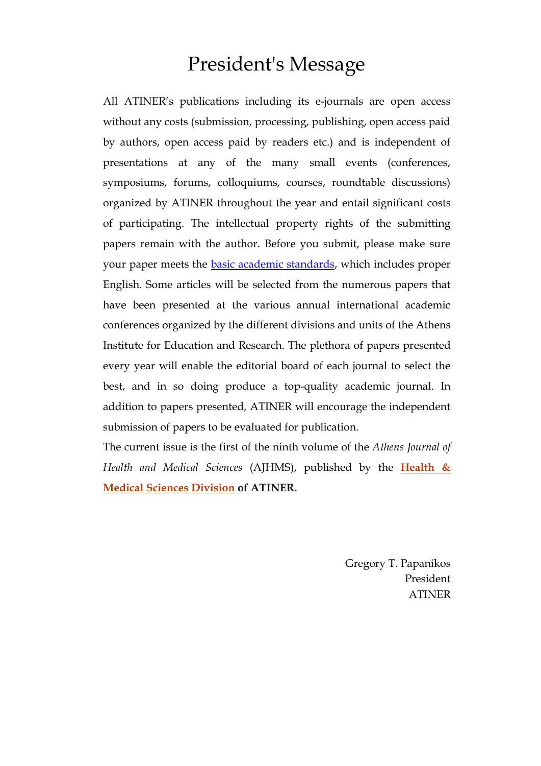# President's Message

All ATINER's publications including its e-journals are open access without any costs (submission, processing, publishing, open access paid by authors, open access paid by readers etc.) and is independent of presentations at any of the many small events (conferences, symposiums, forums, colloquiums, courses, roundtable discussions) organized by ATINER throughout the year and entail significant costs of participating. The intellectual property rights of the submitting papers remain with the author. Before you submit, please make sure your paper meets the basic academic standards, which includes proper English. Some articles will be selected from the numerous papers that have been presented at the various annual international academic conferences organized by the different divisions and units of the Athens Institute for Education and Research. The plethora of papers presented every year will enable the editorial board of each journal to select the best, and in so doing produce a top-quality academic journal. In addition to papers presented, ATINER will encourage the independent submission of papers to be evaluated for publication.

The current issue is the first of the ninth volume of the *Athens Journal of Health and Medical Sciences* (AJHMS), published by the **Health & Medical Sciences Division of ATINER.**

Gregory T. Papanikos
President
ATINER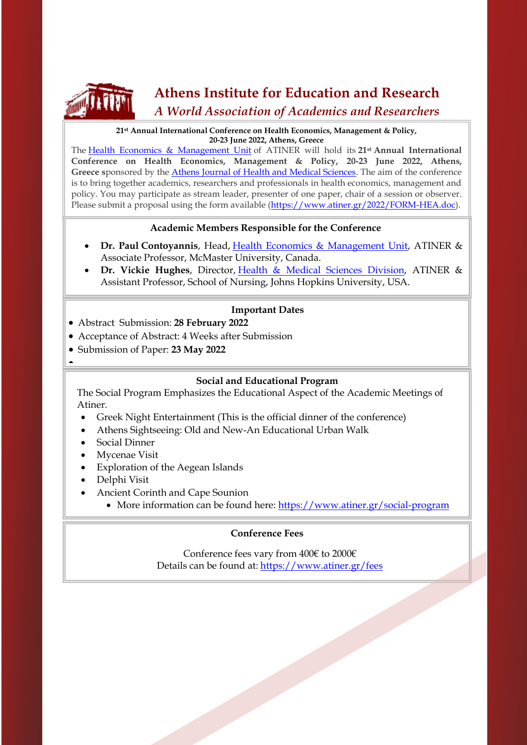# Athens Institute for Education and Research

## *A World Association of Academics and Researchers*

**21st Annual International Conference on Health Economics, Management & Policy, 20-23 June 2022, Athens, Greece**

The Health Economics & Management Unit of ATINER will hold its **21st Annual International Conference on Health Economics, Management & Policy, 20-23 June 2022, Athens, Greece** sponsored by the Athens Journal of Health and Medical Sciences. The aim of the conference is to bring together academics, researchers and professionals in health economics, management and policy. You may participate as stream leader, presenter of one paper, chair of a session or observer. Please submit a proposal using the form available (https://www.atiner.gr/2022/FORM-HEA.doc).

### Academic Members Responsible for the Conference

- **Dr. Paul Contoyannis**, Head, Health Economics & Management Unit, ATINER & Associate Professor, McMaster University, Canada.
- **Dr. Vickie Hughes**, Director, Health & Medical Sciences Division, ATINER & Assistant Professor, School of Nursing, Johns Hopkins University, USA.

### Important Dates

- Abstract Submission: **28 February 2022**
- Acceptance of Abstract: 4 Weeks after Submission
- Submission of Paper: **23 May 2022**

### Social and Educational Program

The Social Program Emphasizes the Educational Aspect of the Academic Meetings of Atiner.

- Greek Night Entertainment (This is the official dinner of the conference)
- Athens Sightseeing: Old and New-An Educational Urban Walk
- Social Dinner
- Mycenae Visit
- Exploration of the Aegean Islands
- Delphi Visit
- Ancient Corinth and Cape Sounion
  - More information can be found here: https://www.atiner.gr/social-program

### Conference Fees

Conference fees vary from 400€ to 2000€
Details can be found at: https://www.atiner.gr/fees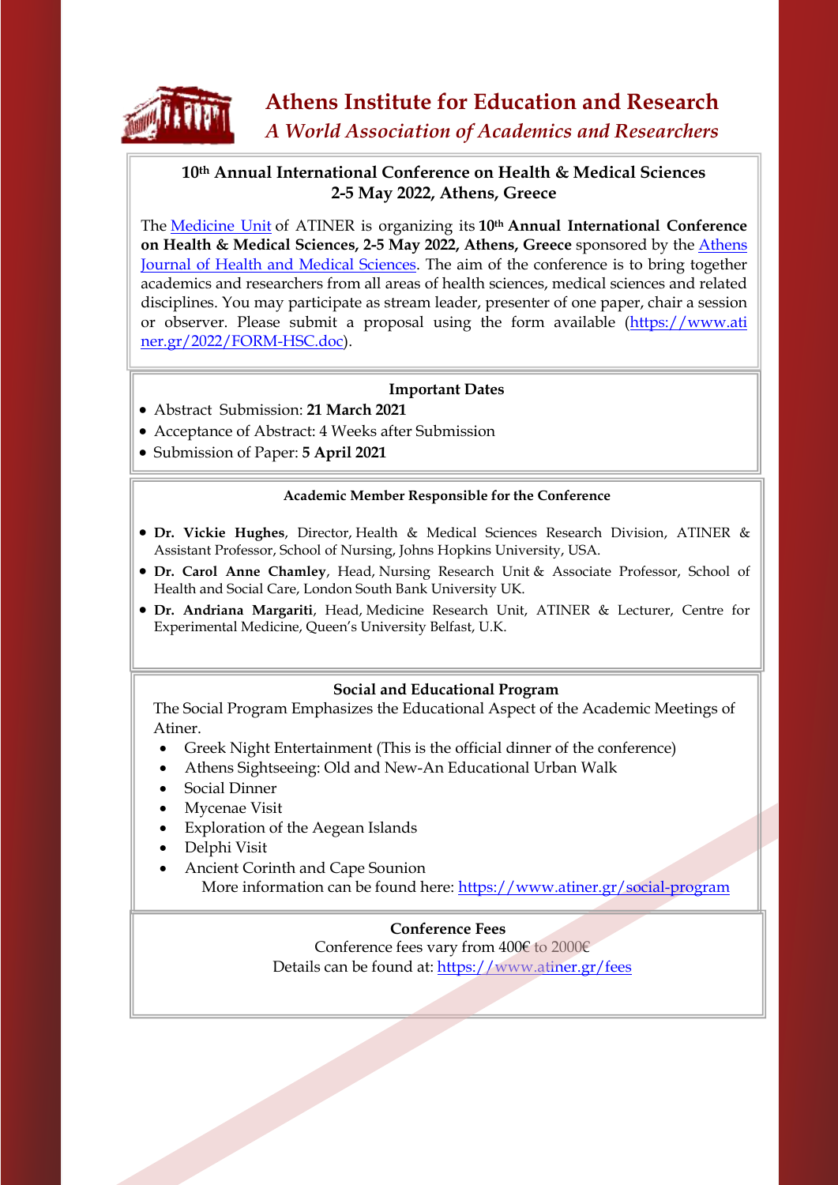# Athens Institute for Education and Research

*A World Association of Academics and Researchers*

## 10th Annual International Conference on Health & Medical Sciences 2-5 May 2022, Athens, Greece

The Medicine Unit of ATINER is organizing its **10th Annual International Conference on Health & Medical Sciences, 2-5 May 2022, Athens, Greece** sponsored by the Athens Journal of Health and Medical Sciences. The aim of the conference is to bring together academics and researchers from all areas of health sciences, medical sciences and related disciplines. You may participate as stream leader, presenter of one paper, chair a session or observer. Please submit a proposal using the form available (https://www.atiner.gr/2022/FORM-HSC.doc).

### Important Dates

- Abstract Submission: **21 March 2021**
- Acceptance of Abstract: 4 Weeks after Submission
- Submission of Paper: **5 April 2021**

### Academic Member Responsible for the Conference

- **Dr. Vickie Hughes**, Director, Health & Medical Sciences Research Division, ATINER & Assistant Professor, School of Nursing, Johns Hopkins University, USA.
- **Dr. Carol Anne Chamley**, Head, Nursing Research Unit & Associate Professor, School of Health and Social Care, London South Bank University UK.
- **Dr. Andriana Margariti**, Head, Medicine Research Unit, ATINER & Lecturer, Centre for Experimental Medicine, Queen's University Belfast, U.K.

### Social and Educational Program

The Social Program Emphasizes the Educational Aspect of the Academic Meetings of Atiner.

- Greek Night Entertainment (This is the official dinner of the conference)
- Athens Sightseeing: Old and New-An Educational Urban Walk
- Social Dinner
- Mycenae Visit
- Exploration of the Aegean Islands
- Delphi Visit
- Ancient Corinth and Cape Sounion

More information can be found here: https://www.atiner.gr/social-program

### Conference Fees

Conference fees vary from 400€ to 2000€

Details can be found at: https://www.atiner.gr/fees